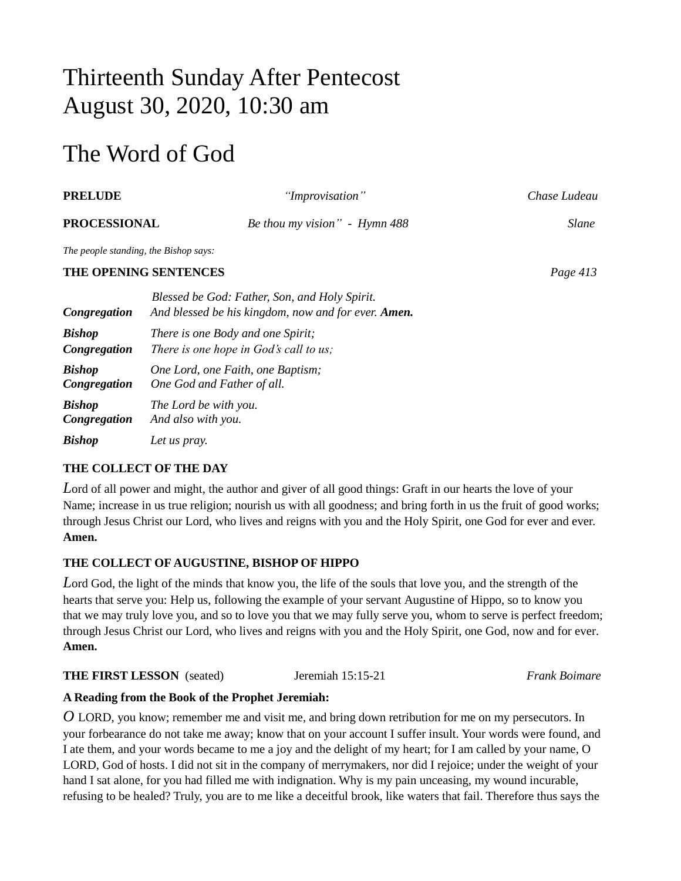# Thirteenth Sunday After Pentecost
# August 30, 2020, 10:30 am

# The Word of God

**PRELUDE** *"Improvisation"* *Chase Ludeau*

**PROCESSIONAL** *Be thou my vision" - Hymn 488* *Slane*

*The people standing, the Bishop says:*

**THE OPENING SENTENCES** *Page 413*

|  |  |
|---|---|
|  | *Blessed be God: Father, Son, and Holy Spirit.* |
| ***Congregation*** | *And blessed be his kingdom, now and for ever.* ***Amen.*** |
| ***Bishop*** | *There is one Body and one Spirit;* |
| ***Congregation*** | *There is one hope in God's call to us;* |
| ***Bishop*** | *One Lord, one Faith, one Baptism;* |
| ***Congregation*** | *One God and Father of all.* |
| ***Bishop*** | *The Lord be with you.* |
| ***Congregation*** | *And also with you.* |
| ***Bishop*** | *Let us pray.* |

**THE COLLECT OF THE DAY**

*L*ord of all power and might, the author and giver of all good things: Graft in our hearts the love of your Name; increase in us true religion; nourish us with all goodness; and bring forth in us the fruit of good works; through Jesus Christ our Lord, who lives and reigns with you and the Holy Spirit, one God for ever and ever. **Amen.**

**THE COLLECT OF AUGUSTINE, BISHOP OF HIPPO**

*L*ord God, the light of the minds that know you, the life of the souls that love you, and the strength of the hearts that serve you: Help us, following the example of your servant Augustine of Hippo, so to know you that we may truly love you, and so to love you that we may fully serve you, whom to serve is perfect freedom; through Jesus Christ our Lord, who lives and reigns with you and the Holy Spirit, one God, now and for ever. **Amen.**

**THE FIRST LESSON** (seated) Jeremiah 15:15-21 *Frank Boimare*

**A Reading from the Book of the Prophet Jeremiah:**

*O* LORD, you know; remember me and visit me, and bring down retribution for me on my persecutors. In your forbearance do not take me away; know that on your account I suffer insult. Your words were found, and I ate them, and your words became to me a joy and the delight of my heart; for I am called by your name, O LORD, God of hosts. I did not sit in the company of merrymakers, nor did I rejoice; under the weight of your hand I sat alone, for you had filled me with indignation. Why is my pain unceasing, my wound incurable, refusing to be healed? Truly, you are to me like a deceitful brook, like waters that fail. Therefore thus says the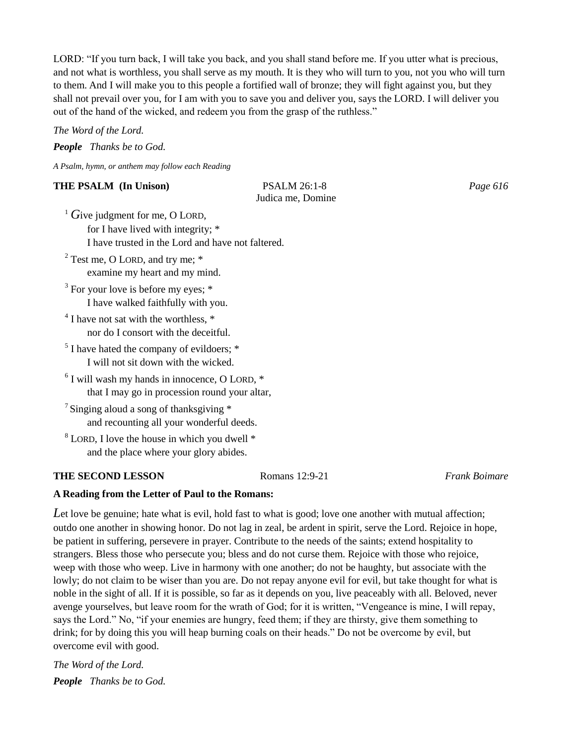LORD: "If you turn back, I will take you back, and you shall stand before me. If you utter what is precious, and not what is worthless, you shall serve as my mouth. It is they who will turn to you, not you who will turn to them. And I will make you to this people a fortified wall of bronze; they will fight against you, but they shall not prevail over you, for I am with you to save you and deliver you, says the LORD. I will deliver you out of the hand of the wicked, and redeem you from the grasp of the ruthless."

*The Word of the Lord.*

***People*** *Thanks be to God.*

*A Psalm, hymn, or anthem may follow each Reading*

**THE PSALM (In Unison)** PSALM 26:1-8 *Page 616*

Judica me, Domine

1 *G*ive judgment for me, O LORD,
for I have lived with integrity; *
I have trusted in the Lord and have not faltered.

2 Test me, O LORD, and try me; *
examine my heart and my mind.

3 For your love is before my eyes; *
I have walked faithfully with you.

4 I have not sat with the worthless, *
nor do I consort with the deceitful.

5 I have hated the company of evildoers; *
I will not sit down with the wicked.

6 I will wash my hands in innocence, O LORD, *
that I may go in procession round your altar,

7 Singing aloud a song of thanksgiving *
and recounting all your wonderful deeds.

8 LORD, I love the house in which you dwell *
and the place where your glory abides.

**THE SECOND LESSON** Romans 12:9-21 *Frank Boimare*

**A Reading from the Letter of Paul to the Romans:**

*L*et love be genuine; hate what is evil, hold fast to what is good; love one another with mutual affection; outdo one another in showing honor. Do not lag in zeal, be ardent in spirit, serve the Lord. Rejoice in hope, be patient in suffering, persevere in prayer. Contribute to the needs of the saints; extend hospitality to strangers. Bless those who persecute you; bless and do not curse them. Rejoice with those who rejoice, weep with those who weep. Live in harmony with one another; do not be haughty, but associate with the lowly; do not claim to be wiser than you are. Do not repay anyone evil for evil, but take thought for what is noble in the sight of all. If it is possible, so far as it depends on you, live peaceably with all. Beloved, never avenge yourselves, but leave room for the wrath of God; for it is written, "Vengeance is mine, I will repay, says the Lord." No, "if your enemies are hungry, feed them; if they are thirsty, give them something to drink; for by doing this you will heap burning coals on their heads." Do not be overcome by evil, but overcome evil with good.

*The Word of the Lord.*

***People*** *Thanks be to God.*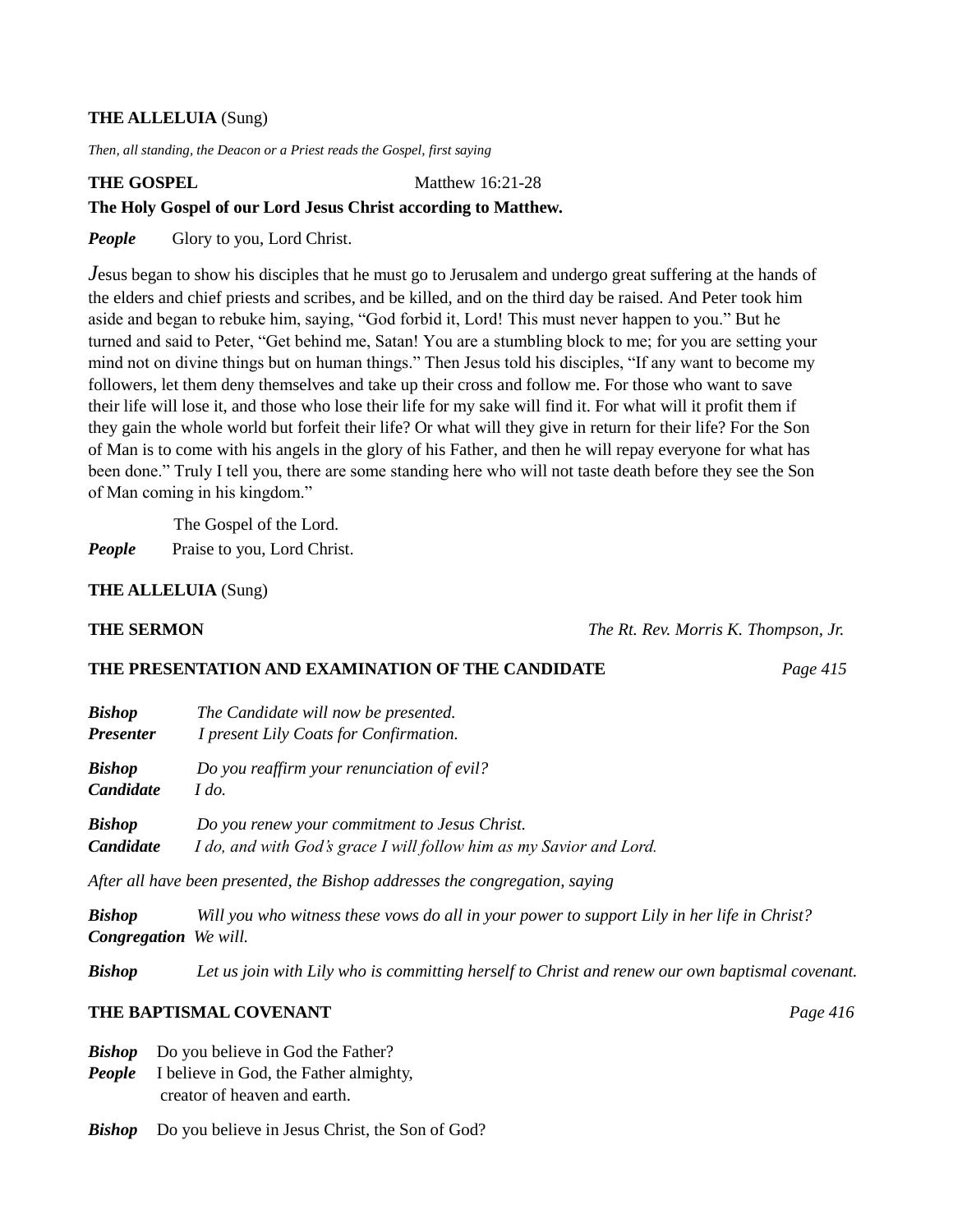**THE ALLELUIA** (Sung)

*Then, all standing, the Deacon or a Priest reads the Gospel, first saying*

**THE GOSPEL** Matthew 16:21-28

**The Holy Gospel of our Lord Jesus Christ according to Matthew.**

***People*** Glory to you, Lord Christ.

Jesus began to show his disciples that he must go to Jerusalem and undergo great suffering at the hands of the elders and chief priests and scribes, and be killed, and on the third day be raised. And Peter took him aside and began to rebuke him, saying, "God forbid it, Lord! This must never happen to you." But he turned and said to Peter, "Get behind me, Satan! You are a stumbling block to me; for you are setting your mind not on divine things but on human things." Then Jesus told his disciples, "If any want to become my followers, let them deny themselves and take up their cross and follow me. For those who want to save their life will lose it, and those who lose their life for my sake will find it. For what will it profit them if they gain the whole world but forfeit their life? Or what will they give in return for their life? For the Son of Man is to come with his angels in the glory of his Father, and then he will repay everyone for what has been done." Truly I tell you, there are some standing here who will not taste death before they see the Son of Man coming in his kingdom."

The Gospel of the Lord.

***People*** Praise to you, Lord Christ.

**THE ALLELUIA** (Sung)

**THE SERMON** *The Rt. Rev. Morris K. Thompson, Jr.*

**THE PRESENTATION AND EXAMINATION OF THE CANDIDATE** *Page 415*

***Bishop*** *The Candidate will now be presented.*
***Presenter*** *I present Lily Coats for Confirmation.*

***Bishop*** *Do you reaffirm your renunciation of evil?*
***Candidate*** *I do.*

***Bishop*** *Do you renew your commitment to Jesus Christ.*
***Candidate*** *I do, and with God's grace I will follow him as my Savior and Lord.*

*After all have been presented, the Bishop addresses the congregation, saying*

***Bishop*** *Will you who witness these vows do all in your power to support Lily in her life in Christ?*
***Congregation*** *We will.*

***Bishop*** *Let us join with Lily who is committing herself to Christ and renew our own baptismal covenant.*

**THE BAPTISMAL COVENANT** *Page 416*

***Bishop*** Do you believe in God the Father?
***People*** I believe in God, the Father almighty,
creator of heaven and earth.

***Bishop*** Do you believe in Jesus Christ, the Son of God?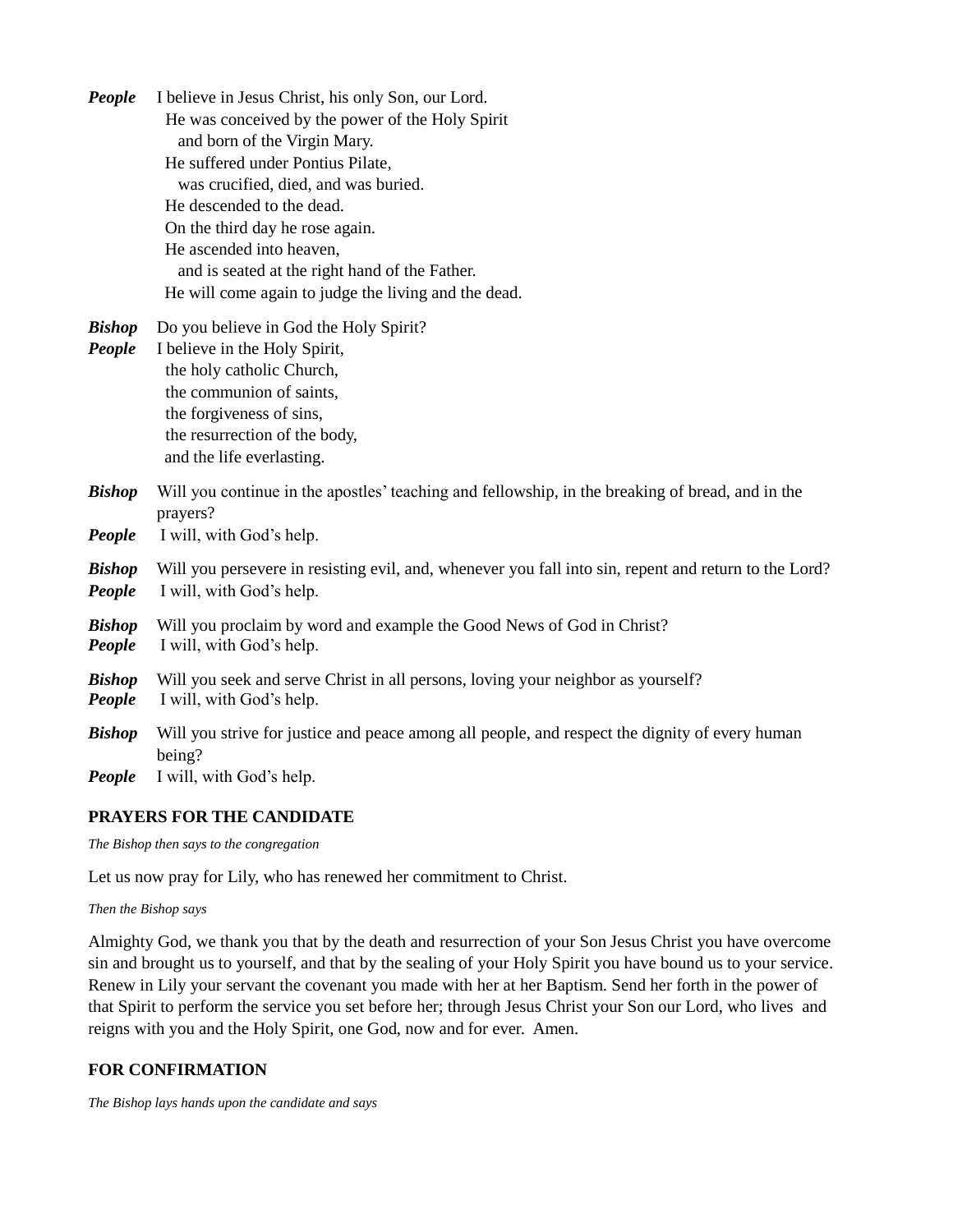***People*** I believe in Jesus Christ, his only Son, our Lord.
He was conceived by the power of the Holy Spirit
and born of the Virgin Mary.
He suffered under Pontius Pilate,
was crucified, died, and was buried.
He descended to the dead.
On the third day he rose again.
He ascended into heaven,
and is seated at the right hand of the Father.
He will come again to judge the living and the dead.

***Bishop*** Do you believe in God the Holy Spirit?

***People*** I believe in the Holy Spirit,
the holy catholic Church,
the communion of saints,
the forgiveness of sins,
the resurrection of the body,
and the life everlasting.

***Bishop*** Will you continue in the apostles' teaching and fellowship, in the breaking of bread, and in the prayers?

***People*** I will, with God's help.

***Bishop*** Will you persevere in resisting evil, and, whenever you fall into sin, repent and return to the Lord?

***People*** I will, with God's help.

***Bishop*** Will you proclaim by word and example the Good News of God in Christ?

***People*** I will, with God's help.

***Bishop*** Will you seek and serve Christ in all persons, loving your neighbor as yourself?

***People*** I will, with God's help.

***Bishop*** Will you strive for justice and peace among all people, and respect the dignity of every human being?

***People*** I will, with God's help.

**PRAYERS FOR THE CANDIDATE**

*The Bishop then says to the congregation*

Let us now pray for Lily, who has renewed her commitment to Christ.

*Then the Bishop says*

Almighty God, we thank you that by the death and resurrection of your Son Jesus Christ you have overcome sin and brought us to yourself, and that by the sealing of your Holy Spirit you have bound us to your service. Renew in Lily your servant the covenant you made with her at her Baptism. Send her forth in the power of that Spirit to perform the service you set before her; through Jesus Christ your Son our Lord, who lives and reigns with you and the Holy Spirit, one God, now and for ever. Amen.

**FOR CONFIRMATION**

*The Bishop lays hands upon the candidate and says*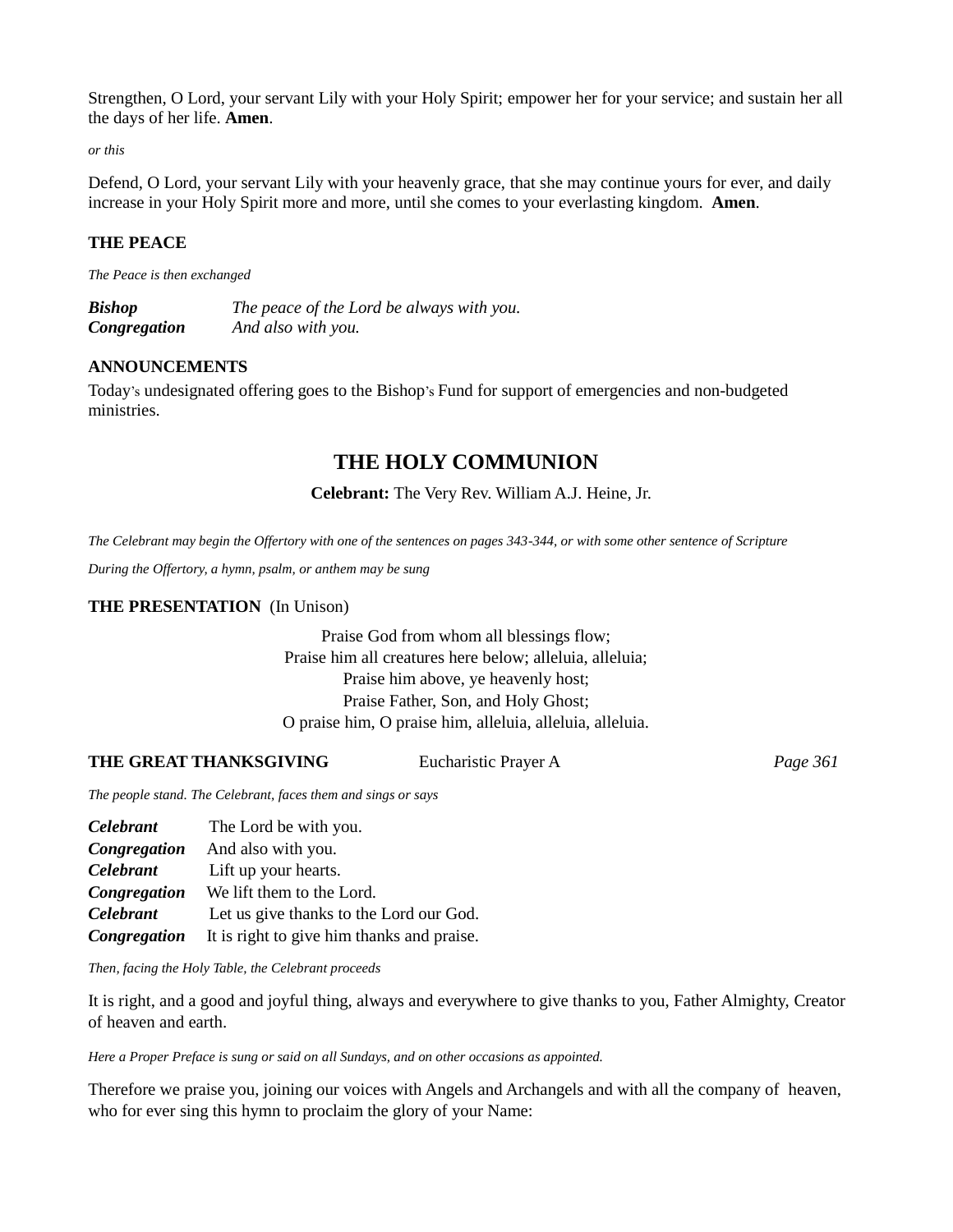Strengthen, O Lord, your servant Lily with your Holy Spirit; empower her for your service; and sustain her all the days of her life. **Amen**.

*or this*

Defend, O Lord, your servant Lily with your heavenly grace, that she may continue yours for ever, and daily increase in your Holy Spirit more and more, until she comes to your everlasting kingdom. **Amen**.

**THE PEACE**

*The Peace is then exchanged*

***Bishop*** *The peace of the Lord be always with you.*
***Congregation*** *And also with you.*

**ANNOUNCEMENTS**

Today's undesignated offering goes to the Bishop's Fund for support of emergencies and non-budgeted ministries.

## THE HOLY COMMUNION

**Celebrant:** The Very Rev. William A.J. Heine, Jr.

*The Celebrant may begin the Offertory with one of the sentences on pages 343-344, or with some other sentence of Scripture*

*During the Offertory, a hymn, psalm, or anthem may be sung*

**THE PRESENTATION** (In Unison)

Praise God from whom all blessings flow;
Praise him all creatures here below; alleluia, alleluia;
Praise him above, ye heavenly host;
Praise Father, Son, and Holy Ghost;
O praise him, O praise him, alleluia, alleluia, alleluia.

**THE GREAT THANKSGIVING** Eucharistic Prayer A *Page 361*

*The people stand. The Celebrant, faces them and sings or says*

***Celebrant*** The Lord be with you.
***Congregation*** And also with you.
***Celebrant*** Lift up your hearts.
***Congregation*** We lift them to the Lord.
***Celebrant*** Let us give thanks to the Lord our God.
***Congregation*** It is right to give him thanks and praise.

*Then, facing the Holy Table, the Celebrant proceeds*

It is right, and a good and joyful thing, always and everywhere to give thanks to you, Father Almighty, Creator of heaven and earth.

*Here a Proper Preface is sung or said on all Sundays, and on other occasions as appointed.*

Therefore we praise you, joining our voices with Angels and Archangels and with all the company of heaven, who for ever sing this hymn to proclaim the glory of your Name: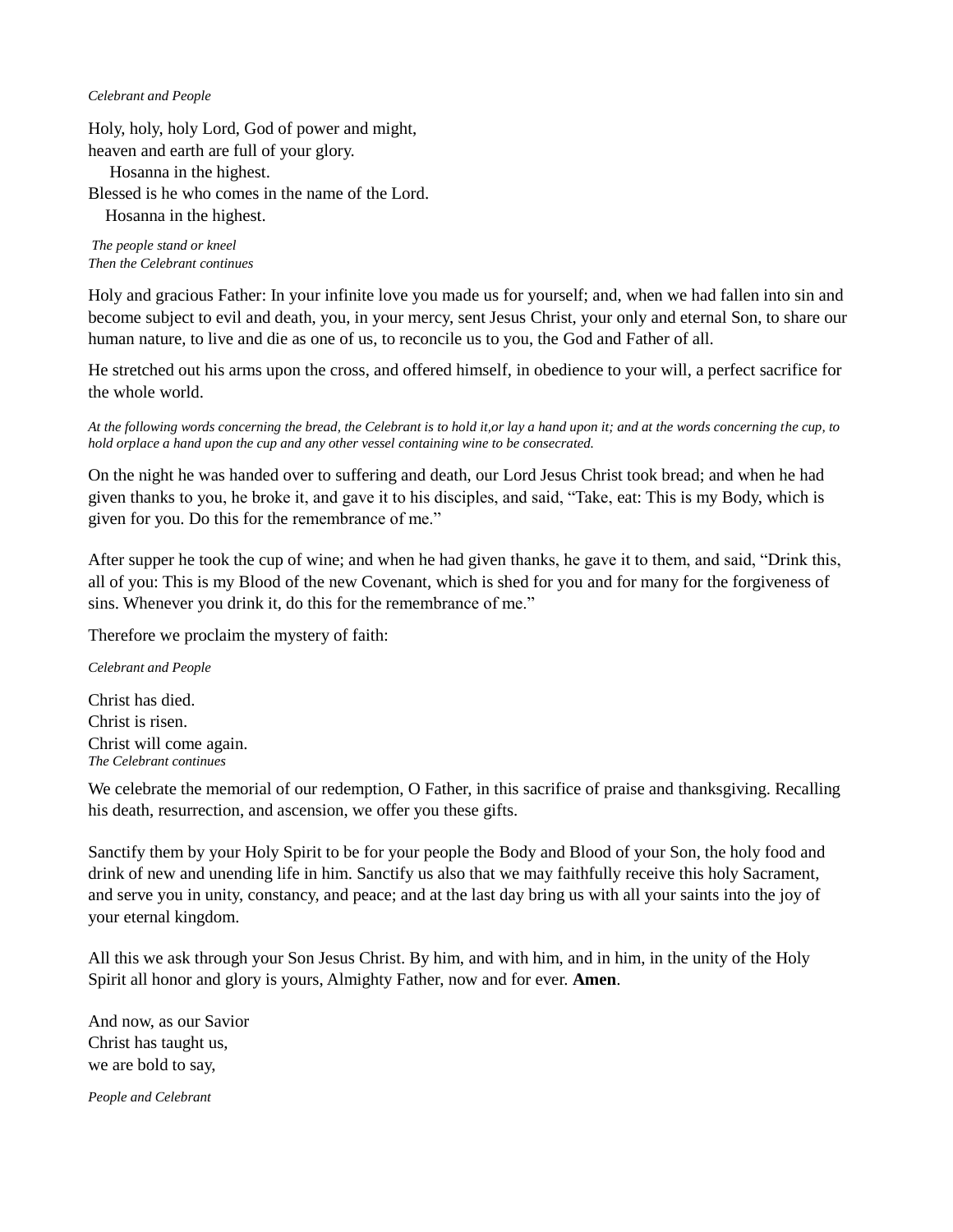*Celebrant and People*

Holy, holy, holy Lord, God of power and might,
heaven and earth are full of your glory.
  Hosanna in the highest.
Blessed is he who comes in the name of the Lord.
  Hosanna in the highest.

*The people stand or kneel*
*Then the Celebrant continues*

Holy and gracious Father: In your infinite love you made us for yourself; and, when we had fallen into sin and become subject to evil and death, you, in your mercy, sent Jesus Christ, your only and eternal Son, to share our human nature, to live and die as one of us, to reconcile us to you, the God and Father of all.

He stretched out his arms upon the cross, and offered himself, in obedience to your will, a perfect sacrifice for the whole world.

*At the following words concerning the bread, the Celebrant is to hold it,or lay a hand upon it; and at the words concerning the cup, to hold orplace a hand upon the cup and any other vessel containing wine to be consecrated.*

On the night he was handed over to suffering and death, our Lord Jesus Christ took bread; and when he had given thanks to you, he broke it, and gave it to his disciples, and said, "Take, eat: This is my Body, which is given for you. Do this for the remembrance of me."

After supper he took the cup of wine; and when he had given thanks, he gave it to them, and said, "Drink this, all of you: This is my Blood of the new Covenant, which is shed for you and for many for the forgiveness of sins. Whenever you drink it, do this for the remembrance of me."

Therefore we proclaim the mystery of faith:

*Celebrant and People*

Christ has died.
Christ is risen.
Christ will come again.
*The Celebrant continues*

We celebrate the memorial of our redemption, O Father, in this sacrifice of praise and thanksgiving. Recalling his death, resurrection, and ascension, we offer you these gifts.

Sanctify them by your Holy Spirit to be for your people the Body and Blood of your Son, the holy food and drink of new and unending life in him. Sanctify us also that we may faithfully receive this holy Sacrament, and serve you in unity, constancy, and peace; and at the last day bring us with all your saints into the joy of your eternal kingdom.

All this we ask through your Son Jesus Christ. By him, and with him, and in him, in the unity of the Holy Spirit all honor and glory is yours, Almighty Father, now and for ever. **Amen**.

And now, as our Savior
Christ has taught us,
we are bold to say,

*People and Celebrant*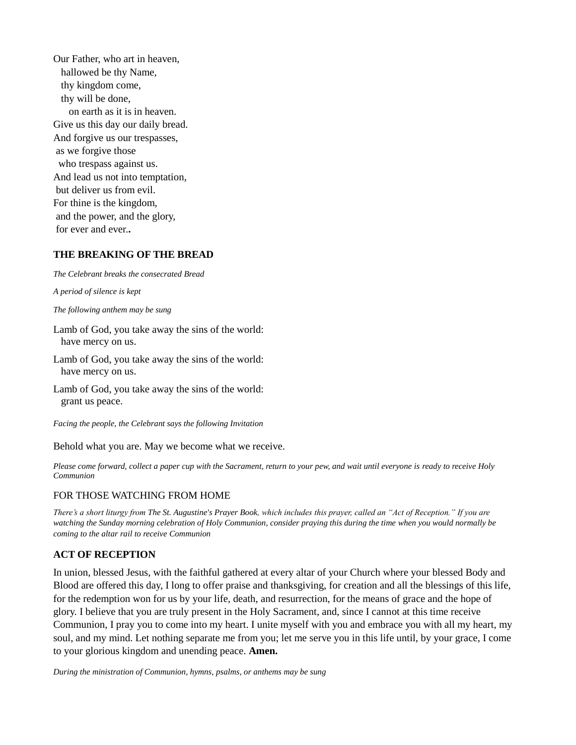Our Father, who art in heaven,
hallowed be thy Name,
thy kingdom come,
thy will be done,
on earth as it is in heaven.
Give us this day our daily bread.
And forgive us our trespasses,
as we forgive those
who trespass against us.
And lead us not into temptation,
but deliver us from evil.
For thine is the kingdom,
and the power, and the glory,
for ever and ever.**.**

**THE BREAKING OF THE BREAD**

*The Celebrant breaks the consecrated Bread*

*A period of silence is kept*

*The following anthem may be sung*

Lamb of God, you take away the sins of the world:
have mercy on us.

Lamb of God, you take away the sins of the world:
have mercy on us.

Lamb of God, you take away the sins of the world:
grant us peace.

*Facing the people, the Celebrant says the following Invitation*

Behold what you are. May we become what we receive.

*Please come forward, collect a paper cup with the Sacrament, return to your pew, and wait until everyone is ready to receive Holy Communion*

FOR THOSE WATCHING FROM HOME

*There's a short liturgy from* The St. Augustine's Prayer Book*, which includes this prayer, called an "Act of Reception." If you are watching the Sunday morning celebration of Holy Communion, consider praying this during the time when you would normally be coming to the altar rail to receive Communion*

**ACT OF RECEPTION**

In union, blessed Jesus, with the faithful gathered at every altar of your Church where your blessed Body and Blood are offered this day, I long to offer praise and thanksgiving, for creation and all the blessings of this life, for the redemption won for us by your life, death, and resurrection, for the means of grace and the hope of glory. I believe that you are truly present in the Holy Sacrament, and, since I cannot at this time receive Communion, I pray you to come into my heart. I unite myself with you and embrace you with all my heart, my soul, and my mind. Let nothing separate me from you; let me serve you in this life until, by your grace, I come to your glorious kingdom and unending peace. **Amen.**

*During the ministration of Communion, hymns, psalms, or anthems may be sung*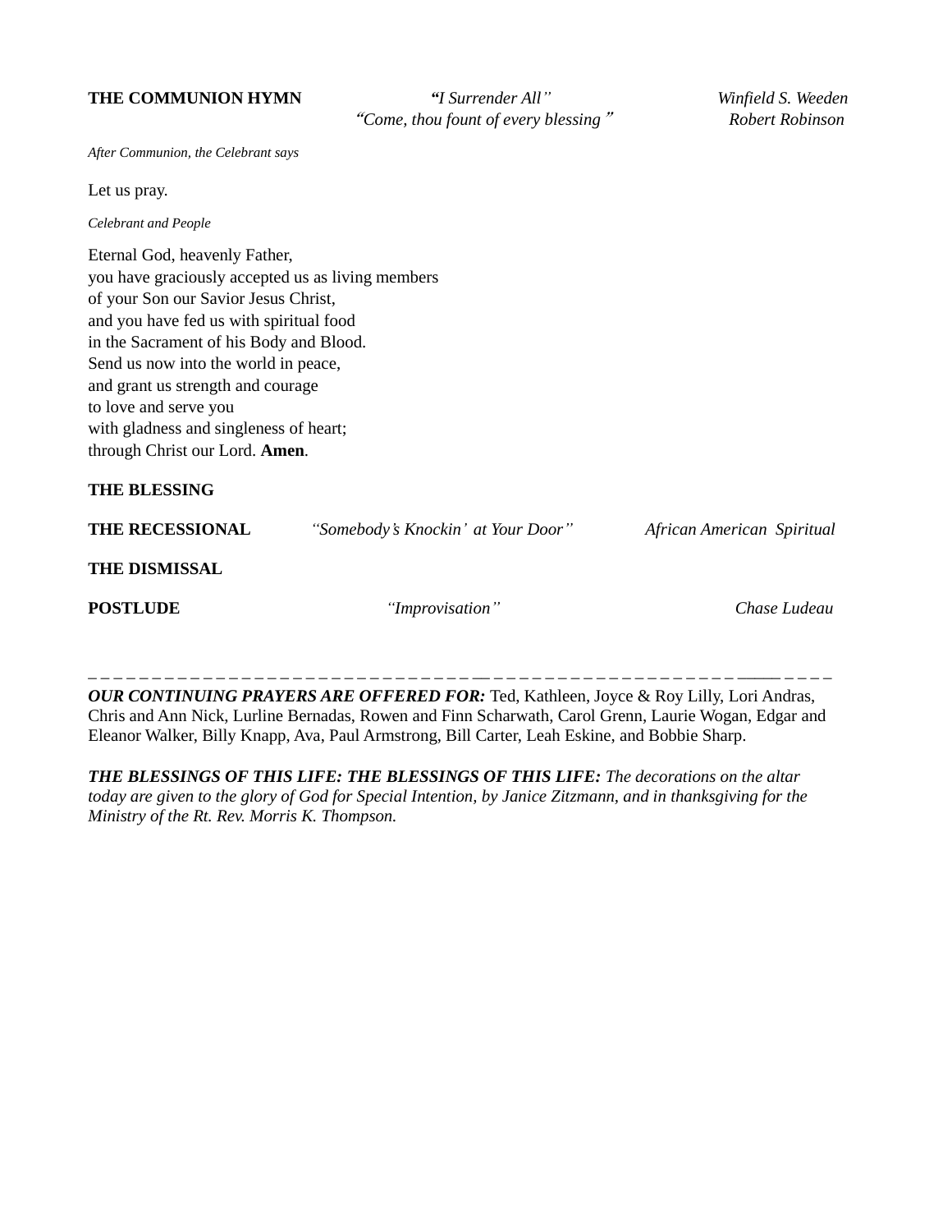**THE COMMUNION HYMN** *"I Surrender All"* *Winfield S. Weeden*
*"Come, thou fount of every blessing"* *Robert Robinson*

*After Communion, the Celebrant says*

Let us pray.

*Celebrant and People*

Eternal God, heavenly Father,
you have graciously accepted us as living members
of your Son our Savior Jesus Christ,
and you have fed us with spiritual food
in the Sacrament of his Body and Blood.
Send us now into the world in peace,
and grant us strength and courage
to love and serve you
with gladness and singleness of heart;
through Christ our Lord. **Amen**.

**THE BLESSING**

**THE RECESSIONAL** *"Somebody's Knockin' at Your Door"* *African American Spiritual*

**THE DISMISSAL**

**POSTLUDE** *"Improvisation"* *Chase Ludeau*

---

***OUR CONTINUING PRAYERS ARE OFFERED FOR:*** Ted, Kathleen, Joyce & Roy Lilly, Lori Andras, Chris and Ann Nick, Lurline Bernadas, Rowen and Finn Scharwath, Carol Grenn, Laurie Wogan, Edgar and Eleanor Walker, Billy Knapp, Ava, Paul Armstrong, Bill Carter, Leah Eskine, and Bobbie Sharp.

***THE BLESSINGS OF THIS LIFE: THE BLESSINGS OF THIS LIFE:*** *The decorations on the altar today are given to the glory of God for Special Intention, by Janice Zitzmann, and in thanksgiving for the Ministry of the Rt. Rev. Morris K. Thompson.*